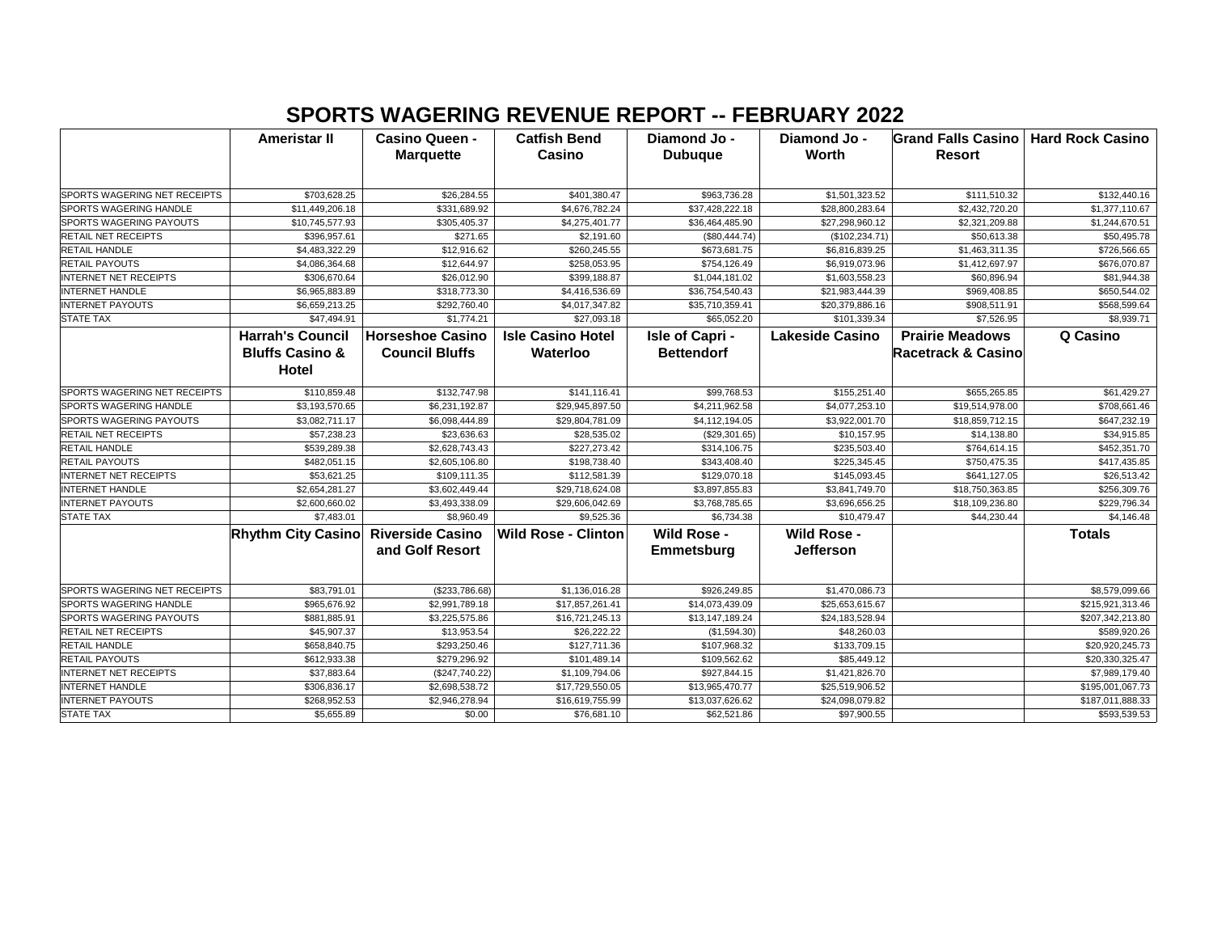# SPORTS WAGERING REVENUE REPORT -- FEBRUARY 2022

| | Ameristar II | Casino Queen - Marquette | Catfish Bend Casino | Diamond Jo - Dubuque | Diamond Jo - Worth | Grand Falls Casino Resort | Hard Rock Casino |
|---|---|---|---|---|---|---|---|
| SPORTS WAGERING NET RECEIPTS | $703,628.25 | $26,284.55 | $401,380.47 | $963,736.28 | $1,501,323.52 | $111,510.32 | $132,440.16 |
| SPORTS WAGERING HANDLE | $11,449,206.18 | $331,689.92 | $4,676,782.24 | $37,428,222.18 | $28,800,283.64 | $2,432,720.20 | $1,377,110.67 |
| SPORTS WAGERING PAYOUTS | $10,745,577.93 | $305,405.37 | $4,275,401.77 | $36,464,485.90 | $27,298,960.12 | $2,321,209.88 | $1,244,670.51 |
| RETAIL NET RECEIPTS | $396,957.61 | $271.65 | $2,191.60 | ($80,444.74) | ($102,234.71) | $50,613.38 | $50,495.78 |
| RETAIL HANDLE | $4,483,322.29 | $12,916.62 | $260,245.55 | $673,681.75 | $6,816,839.25 | $1,463,311.35 | $726,566.65 |
| RETAIL PAYOUTS | $4,086,364.68 | $12,644.97 | $258,053.95 | $754,126.49 | $6,919,073.96 | $1,412,697.97 | $676,070.87 |
| INTERNET NET RECEIPTS | $306,670.64 | $26,012.90 | $399,188.87 | $1,044,181.02 | $1,603,558.23 | $60,896.94 | $81,944.38 |
| INTERNET HANDLE | $6,965,883.89 | $318,773.30 | $4,416,536.69 | $36,754,540.43 | $21,983,444.39 | $969,408.85 | $650,544.02 |
| INTERNET PAYOUTS | $6,659,213.25 | $292,760.40 | $4,017,347.82 | $35,710,359.41 | $20,379,886.16 | $908,511.91 | $568,599.64 |
| STATE TAX | $47,494.91 | $1,774.21 | $27,093.18 | $65,052.20 | $101,339.34 | $7,526.95 | $8,939.71 |
| | **Harrah's Council Bluffs Casino & Hotel** | **Horseshoe Casino Council Bluffs** | **Isle Casino Hotel Waterloo** | **Isle of Capri - Bettendorf** | **Lakeside Casino** | **Prairie Meadows Racetrack & Casino** | **Q Casino** |
| SPORTS WAGERING NET RECEIPTS | $110,859.48 | $132,747.98 | $141,116.41 | $99,768.53 | $155,251.40 | $655,265.85 | $61,429.27 |
| SPORTS WAGERING HANDLE | $3,193,570.65 | $6,231,192.87 | $29,945,897.50 | $4,211,962.58 | $4,077,253.10 | $19,514,978.00 | $708,661.46 |
| SPORTS WAGERING PAYOUTS | $3,082,711.17 | $6,098,444.89 | $29,804,781.09 | $4,112,194.05 | $3,922,001.70 | $18,859,712.15 | $647,232.19 |
| RETAIL NET RECEIPTS | $57,238.23 | $23,636.63 | $28,535.02 | ($29,301.65) | $10,157.95 | $14,138.80 | $34,915.85 |
| RETAIL HANDLE | $539,289.38 | $2,628,743.43 | $227,273.42 | $314,106.75 | $235,503.40 | $764,614.15 | $452,351.70 |
| RETAIL PAYOUTS | $482,051.15 | $2,605,106.80 | $198,738.40 | $343,408.40 | $225,345.45 | $750,475.35 | $417,435.85 |
| INTERNET NET RECEIPTS | $53,621.25 | $109,111.35 | $112,581.39 | $129,070.18 | $145,093.45 | $641,127.05 | $26,513.42 |
| INTERNET HANDLE | $2,654,281.27 | $3,602,449.44 | $29,718,624.08 | $3,897,855.83 | $3,841,749.70 | $18,750,363.85 | $256,309.76 |
| INTERNET PAYOUTS | $2,600,660.02 | $3,493,338.09 | $29,606,042.69 | $3,768,785.65 | $3,696,656.25 | $18,109,236.80 | $229,796.34 |
| STATE TAX | $7,483.01 | $8,960.49 | $9,525.36 | $6,734.38 | $10,479.47 | $44,230.44 | $4,146.48 |
| | **Rhythm City Casino** | **Riverside Casino and Golf Resort** | **Wild Rose - Clinton** | **Wild Rose - Emmetsburg** | **Wild Rose - Jefferson** | | **Totals** |
| SPORTS WAGERING NET RECEIPTS | $83,791.01 | ($233,786.68) | $1,136,016.28 | $926,249.85 | $1,470,086.73 | | $8,579,099.66 |
| SPORTS WAGERING HANDLE | $965,676.92 | $2,991,789.18 | $17,857,261.41 | $14,073,439.09 | $25,653,615.67 | | $215,921,313.46 |
| SPORTS WAGERING PAYOUTS | $881,885.91 | $3,225,575.86 | $16,721,245.13 | $13,147,189.24 | $24,183,528.94 | | $207,342,213.80 |
| RETAIL NET RECEIPTS | $45,907.37 | $13,953.54 | $26,222.22 | ($1,594.30) | $48,260.03 | | $589,920.26 |
| RETAIL HANDLE | $658,840.75 | $293,250.46 | $127,711.36 | $107,968.32 | $133,709.15 | | $20,920,245.73 |
| RETAIL PAYOUTS | $612,933.38 | $279,296.92 | $101,489.14 | $109,562.62 | $85,449.12 | | $20,330,325.47 |
| INTERNET NET RECEIPTS | $37,883.64 | ($247,740.22) | $1,109,794.06 | $927,844.15 | $1,421,826.70 | | $7,989,179.40 |
| INTERNET HANDLE | $306,836.17 | $2,698,538.72 | $17,729,550.05 | $13,965,470.77 | $25,519,906.52 | | $195,001,067.73 |
| INTERNET PAYOUTS | $268,952.53 | $2,946,278.94 | $16,619,755.99 | $13,037,626.62 | $24,098,079.82 | | $187,011,888.33 |
| STATE TAX | $5,655.89 | $0.00 | $76,681.10 | $62,521.86 | $97,900.55 | | $593,539.53 |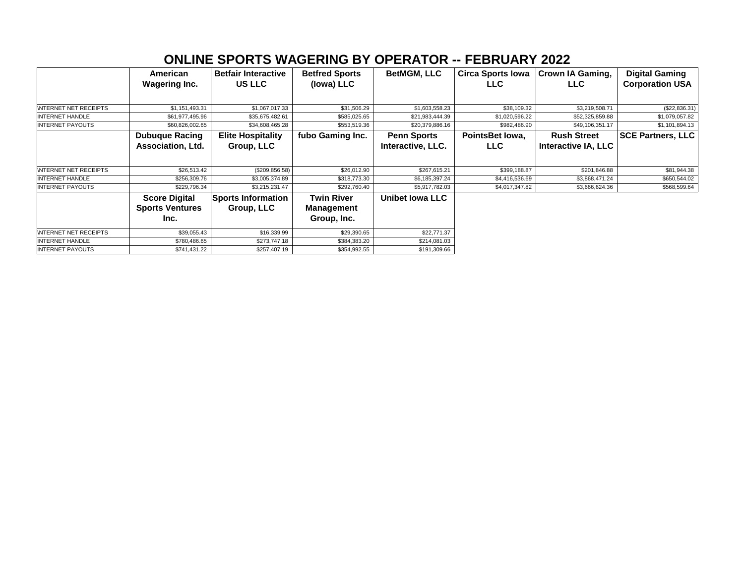# ONLINE SPORTS WAGERING BY OPERATOR -- FEBRUARY 2022

| | American Wagering Inc. | Betfair Interactive US LLC | Betfred Sports (Iowa) LLC | BetMGM, LLC | Circa Sports Iowa LLC | Crown IA Gaming, LLC | Digital Gaming Corporation USA |
|---|---|---|---|---|---|---|---|
| INTERNET NET RECEIPTS | $1,151,493.31 | $1,067,017.33 | $31,506.29 | $1,603,558.23 | $38,109.32 | $3,219,508.71 | ($22,836.31) |
| INTERNET HANDLE | $61,977,495.96 | $35,675,482.61 | $585,025.65 | $21,983,444.39 | $1,020,596.22 | $52,325,859.88 | $1,079,057.82 |
| INTERNET PAYOUTS | $60,826,002.65 | $34,608,465.28 | $553,519.36 | $20,379,886.16 | $982,486.90 | $49,106,351.17 | $1,101,894.13 |
| | **Dubuque Racing Association, Ltd.** | **Elite Hospitality Group, LLC** | **fubo Gaming Inc.** | **Penn Sports Interactive, LLC.** | **PointsBet Iowa, LLC** | **Rush Street Interactive IA, LLC** | **SCE Partners, LLC** |
| INTERNET NET RECEIPTS | $26,513.42 | ($209,856.58) | $26,012.90 | $267,615.21 | $399,188.87 | $201,846.88 | $81,944.38 |
| INTERNET HANDLE | $256,309.76 | $3,005,374.89 | $318,773.30 | $6,185,397.24 | $4,416,536.69 | $3,868,471.24 | $650,544.02 |
| INTERNET PAYOUTS | $229,796.34 | $3,215,231.47 | $292,760.40 | $5,917,782.03 | $4,017,347.82 | $3,666,624.36 | $568,599.64 |
| | **Score Digital Sports Ventures Inc.** | **Sports Information Group, LLC** | **Twin River Management Group, Inc.** | **Unibet Iowa LLC** | | | |
| INTERNET NET RECEIPTS | $39,055.43 | $16,339.99 | $29,390.65 | $22,771.37 | | | |
| INTERNET HANDLE | $780,486.65 | $273,747.18 | $384,383.20 | $214,081.03 | | | |
| INTERNET PAYOUTS | $741,431.22 | $257,407.19 | $354,992.55 | $191,309.66 | | | |